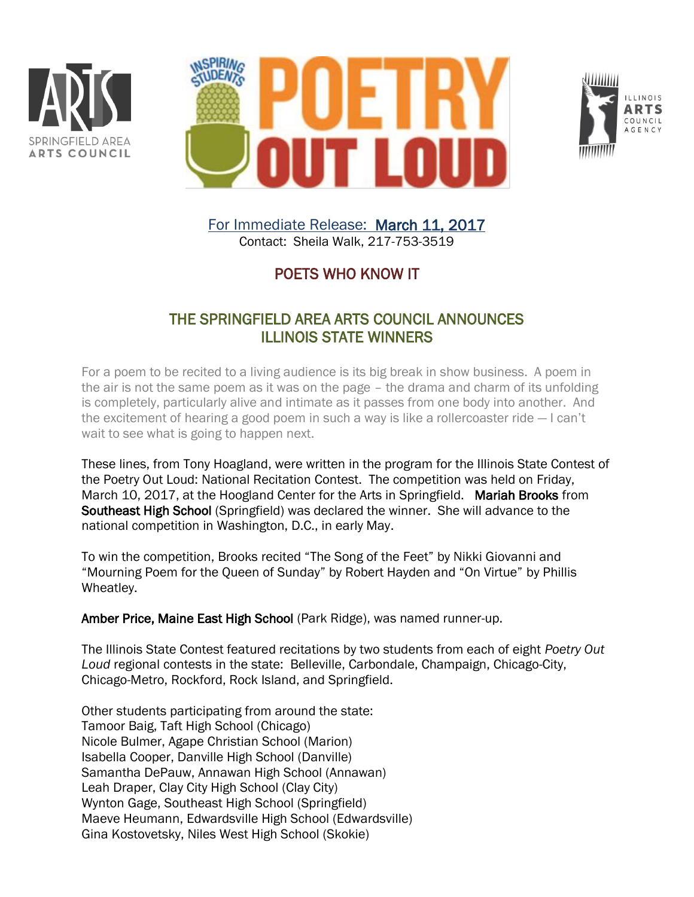For Immediate Release: **March 11, 2017**
Contact: Sheila Walk, 217-753-3519

## POETS WHO KNOW IT

## THE SPRINGFIELD AREA ARTS COUNCIL ANNOUNCES ILLINOIS STATE WINNERS

For a poem to be recited to a living audience is its big break in show business. A poem in the air is not the same poem as it was on the page – the drama and charm of its unfolding is completely, particularly alive and intimate as it passes from one body into another. And the excitement of hearing a good poem in such a way is like a rollercoaster ride — I can't wait to see what is going to happen next.

These lines, from Tony Hoagland, were written in the program for the Illinois State Contest of the Poetry Out Loud: National Recitation Contest. The competition was held on Friday, March 10, 2017, at the Hoogland Center for the Arts in Springfield. **Mariah Brooks** from **Southeast High School** (Springfield) was declared the winner. She will advance to the national competition in Washington, D.C., in early May.

To win the competition, Brooks recited "The Song of the Feet" by Nikki Giovanni and "Mourning Poem for the Queen of Sunday" by Robert Hayden and "On Virtue" by Phillis Wheatley.

**Amber Price, Maine East High School** (Park Ridge), was named runner-up.

The Illinois State Contest featured recitations by two students from each of eight *Poetry Out Loud* regional contests in the state: Belleville, Carbondale, Champaign, Chicago-City, Chicago-Metro, Rockford, Rock Island, and Springfield.

Other students participating from around the state:
Tamoor Baig, Taft High School (Chicago)
Nicole Bulmer, Agape Christian School (Marion)
Isabella Cooper, Danville High School (Danville)
Samantha DePauw, Annawan High School (Annawan)
Leah Draper, Clay City High School (Clay City)
Wynton Gage, Southeast High School (Springfield)
Maeve Heumann, Edwardsville High School (Edwardsville)
Gina Kostovetsky, Niles West High School (Skokie)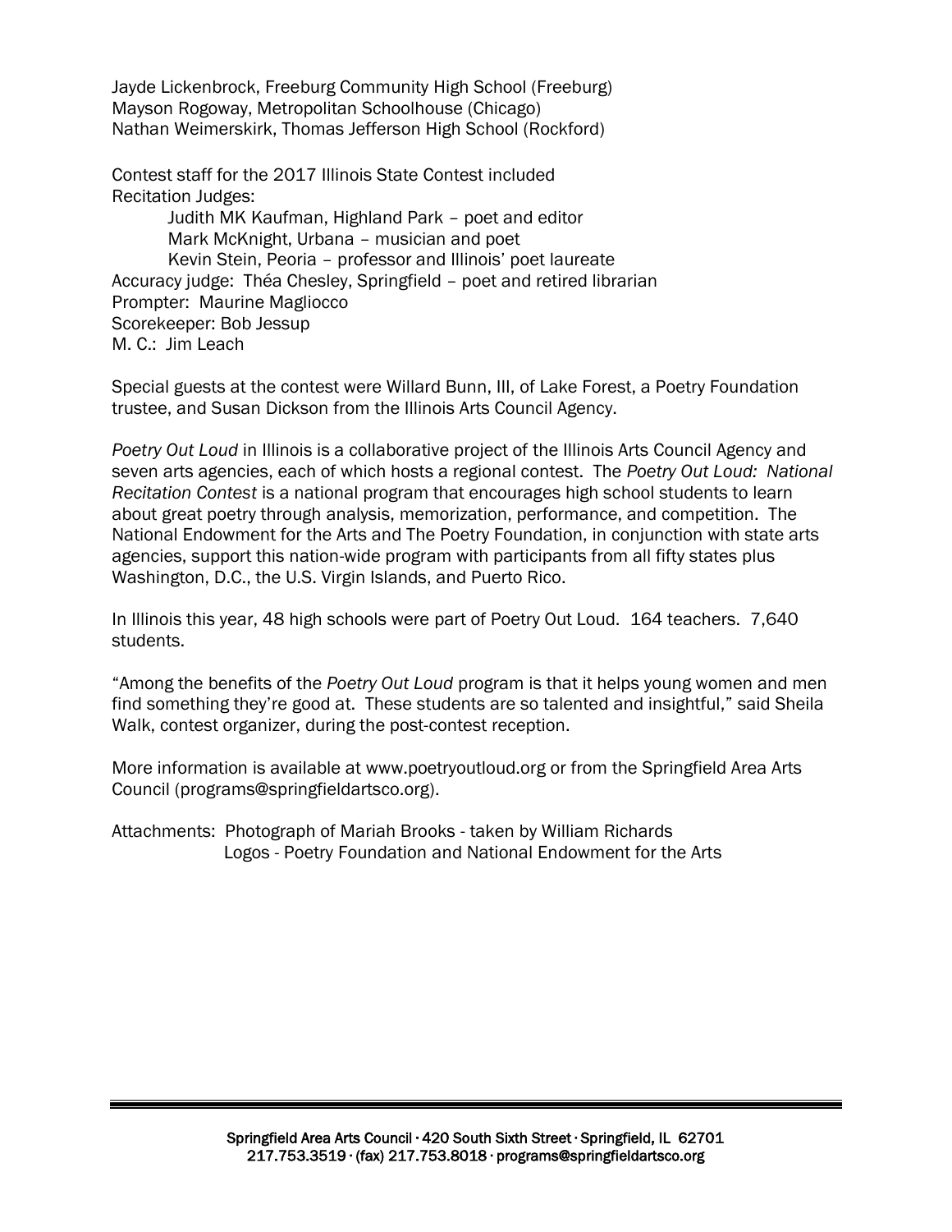Jayde Lickenbrock, Freeburg Community High School (Freeburg)
Mayson Rogoway, Metropolitan Schoolhouse (Chicago)
Nathan Weimerskirk, Thomas Jefferson High School (Rockford)

Contest staff for the 2017 Illinois State Contest included
Recitation Judges:

Judith MK Kaufman, Highland Park – poet and editor
Mark McKnight, Urbana – musician and poet
Kevin Stein, Peoria – professor and Illinois' poet laureate

Accuracy judge: Théa Chesley, Springfield – poet and retired librarian
Prompter: Maurine Magliocco
Scorekeeper: Bob Jessup
M. C.: Jim Leach

Special guests at the contest were Willard Bunn, III, of Lake Forest, a Poetry Foundation trustee, and Susan Dickson from the Illinois Arts Council Agency.

*Poetry Out Loud* in Illinois is a collaborative project of the Illinois Arts Council Agency and seven arts agencies, each of which hosts a regional contest. The *Poetry Out Loud: National Recitation Contest* is a national program that encourages high school students to learn about great poetry through analysis, memorization, performance, and competition. The National Endowment for the Arts and The Poetry Foundation, in conjunction with state arts agencies, support this nation-wide program with participants from all fifty states plus Washington, D.C., the U.S. Virgin Islands, and Puerto Rico.

In Illinois this year, 48 high schools were part of Poetry Out Loud. 164 teachers. 7,640 students.

"Among the benefits of the *Poetry Out Loud* program is that it helps young women and men find something they're good at. These students are so talented and insightful," said Sheila Walk, contest organizer, during the post-contest reception.

More information is available at www.poetryoutloud.org or from the Springfield Area Arts Council (programs@springfieldartsco.org).

Attachments: Photograph of Mariah Brooks - taken by William Richards
Logos - Poetry Foundation and National Endowment for the Arts

Springfield Area Arts Council · 420 South Sixth Street · Springfield, IL 62701
217.753.3519 · (fax) 217.753.8018 · programs@springfieldartsco.org